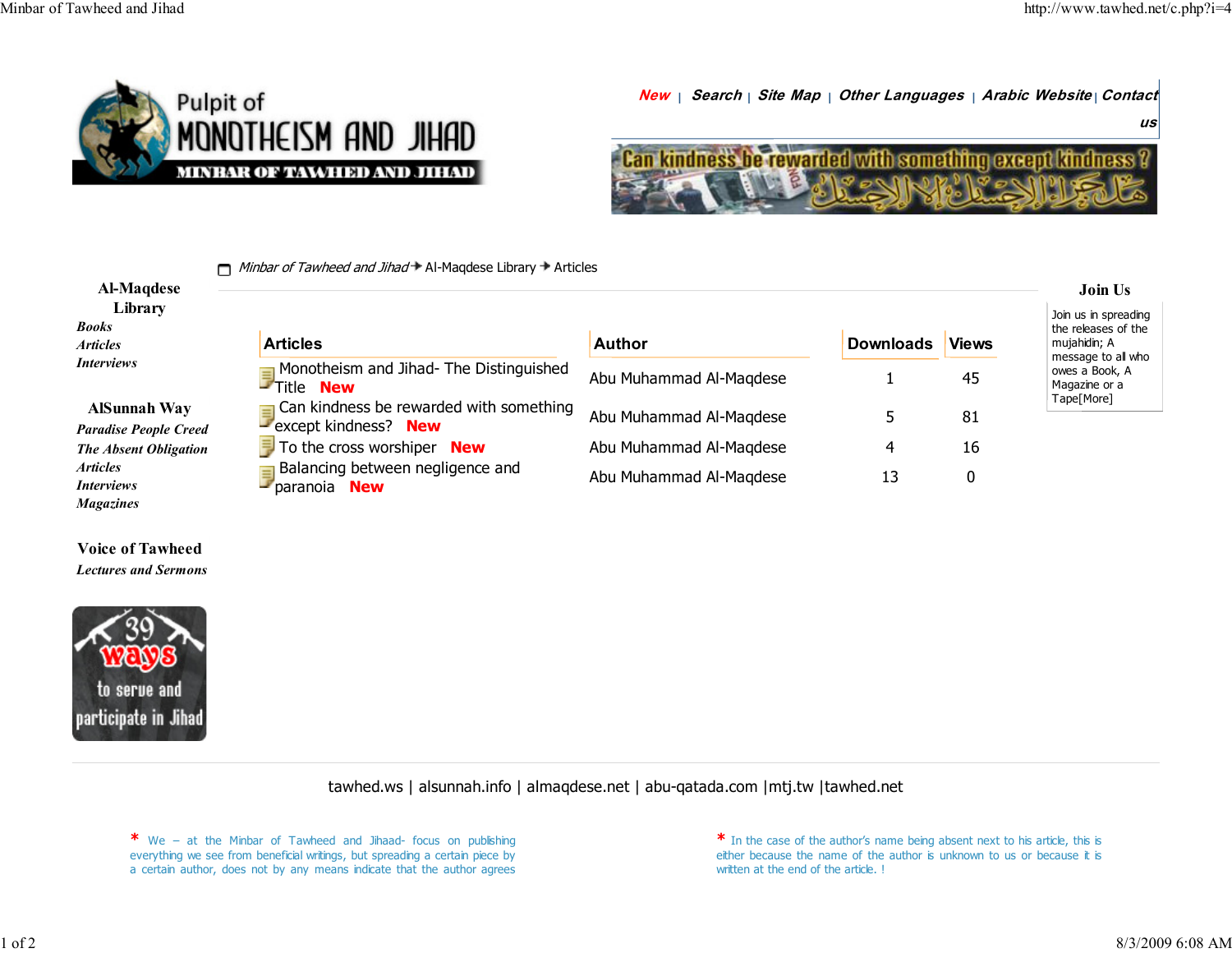New | Search | Site Map | Other Languages | Arabic Website | Contact us

Minbar of Tawheed and Jihad → Al-Maqdese Library → Articles

**Al-Maqdese Library**

*Books*
*Articles*
*Interviews*

**AlSunnah Way**

*Paradise People Creed*
*The Absent Obligation*
*Articles*
*Interviews*
*Magazines*

**Voice of Tawheed**

*Lectures and Sermons*

| Articles | Author | Downloads | Views |
|---|---|---|---|
| Monotheism and Jihad- The Distinguished Title **New** | Abu Muhammad Al-Maqdese | 1 | 45 |
| Can kindness be rewarded with something except kindness? **New** | Abu Muhammad Al-Maqdese | 5 | 81 |
| To the cross worshiper **New** | Abu Muhammad Al-Maqdese | 4 | 16 |
| Balancing between negligence and paranoia **New** | Abu Muhammad Al-Maqdese | 13 | 0 |

**Join Us**

Join us in spreading the releases of the mujahidin; A message to all who owes a Book, A Magazine or a Tape[More]

tawhed.ws | alsunnah.info | almaqdese.net | abu-qatada.com |mtj.tw |tawhed.net

* We – at the Minbar of Tawheed and Jihaad- focus on publishing everything we see from beneficial writings, but spreading a certain piece by a certain author, does not by any means indicate that the author agrees

* In the case of the author's name being absent next to his article, this is either because the name of the author is unknown to us or because it is written at the end of the article. !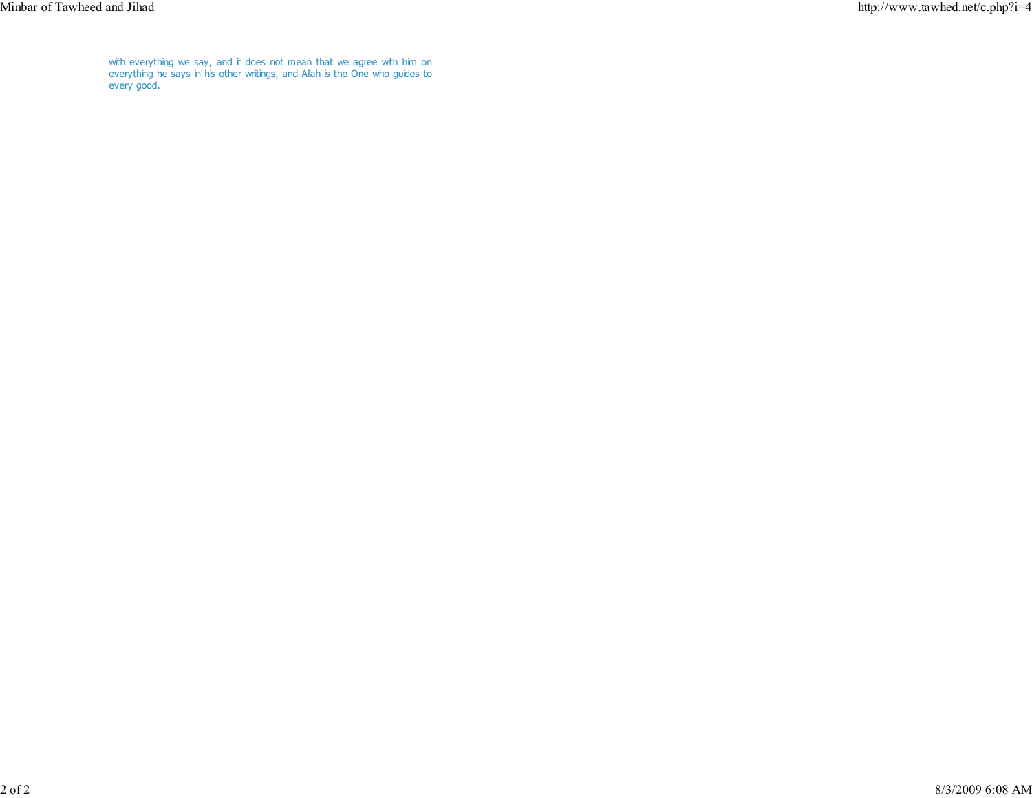with everything we say, and it does not mean that we agree with him on everything he says in his other writings, and Allah is the One who guides to every good.